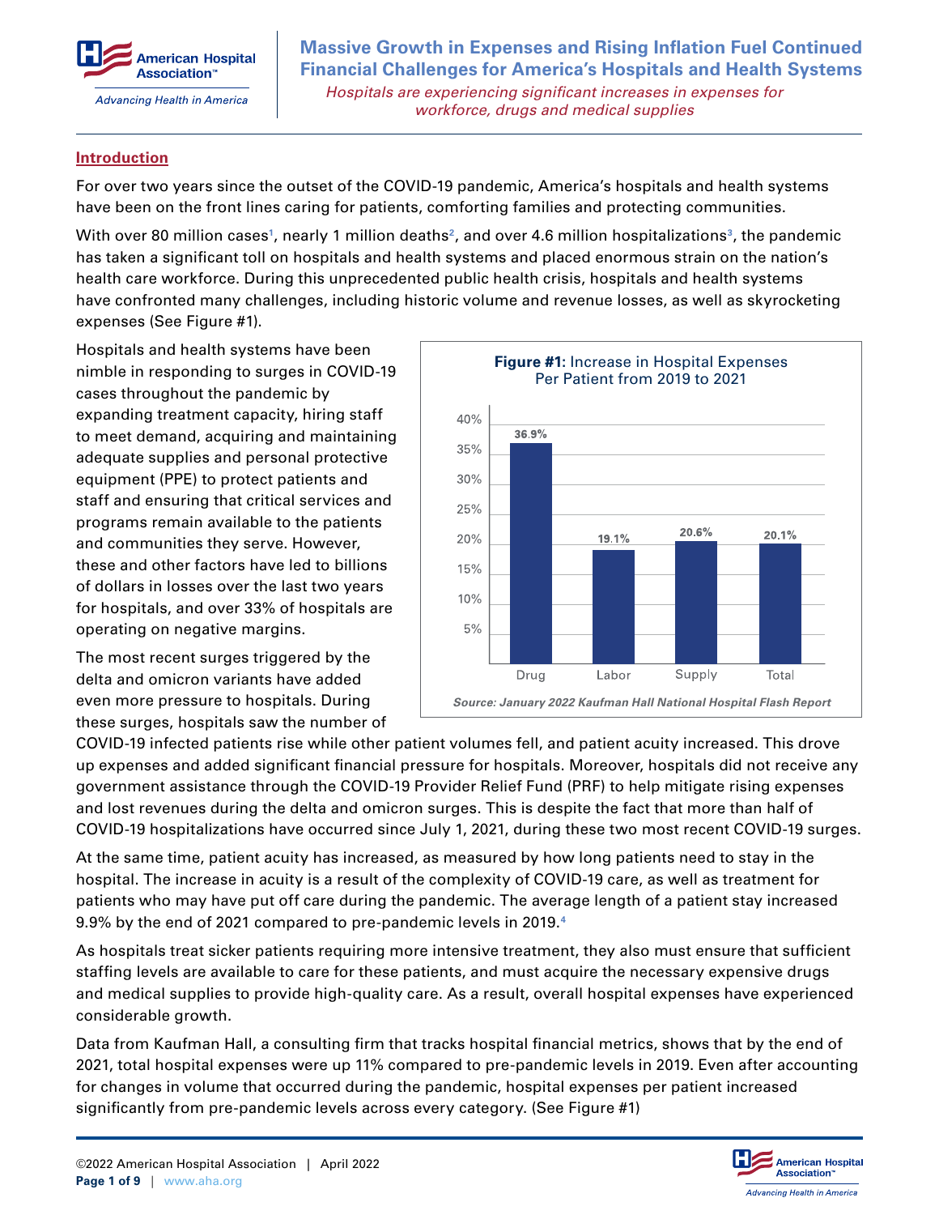# Massive Growth in Expenses and Rising Inflation Fuel Continued Financial Challenges for America's Hospitals and Health Systems

*Hospitals are experiencing significant increases in expenses for workforce, drugs and medical supplies*

## Introduction

For over two years since the outset of the COVID-19 pandemic, America's hospitals and health systems have been on the front lines caring for patients, comforting families and protecting communities.

With over 80 million cases[1], nearly 1 million deaths[2], and over 4.6 million hospitalizations[3], the pandemic has taken a significant toll on hospitals and health systems and placed enormous strain on the nation's health care workforce. During this unprecedented public health crisis, hospitals and health systems have confronted many challenges, including historic volume and revenue losses, as well as skyrocketing expenses (See Figure #1).

Hospitals and health systems have been nimble in responding to surges in COVID-19 cases throughout the pandemic by expanding treatment capacity, hiring staff to meet demand, acquiring and maintaining adequate supplies and personal protective equipment (PPE) to protect patients and staff and ensuring that critical services and programs remain available to the patients and communities they serve. However, these and other factors have led to billions of dollars in losses over the last two years for hospitals, and over 33% of hospitals are operating on negative margins.

**Figure #1:** Increase in Hospital Expenses Per Patient from 2019 to 2021

| Category | Increase |
| --- | --- |
| Drug | 36.9% |
| Labor | 19.1% |
| Supply | 20.6% |
| Total | 20.1% |

*Source: January 2022 Kaufman Hall National Hospital Flash Report*

The most recent surges triggered by the delta and omicron variants have added even more pressure to hospitals. During these surges, hospitals saw the number of COVID-19 infected patients rise while other patient volumes fell, and patient acuity increased. This drove up expenses and added significant financial pressure for hospitals. Moreover, hospitals did not receive any government assistance through the COVID-19 Provider Relief Fund (PRF) to help mitigate rising expenses and lost revenues during the delta and omicron surges. This is despite the fact that more than half of COVID-19 hospitalizations have occurred since July 1, 2021, during these two most recent COVID-19 surges.

At the same time, patient acuity has increased, as measured by how long patients need to stay in the hospital. The increase in acuity is a result of the complexity of COVID-19 care, as well as treatment for patients who may have put off care during the pandemic. The average length of a patient stay increased 9.9% by the end of 2021 compared to pre-pandemic levels in 2019.[4]

As hospitals treat sicker patients requiring more intensive treatment, they also must ensure that sufficient staffing levels are available to care for these patients, and must acquire the necessary expensive drugs and medical supplies to provide high-quality care. As a result, overall hospital expenses have experienced considerable growth.

Data from Kaufman Hall, a consulting firm that tracks hospital financial metrics, shows that by the end of 2021, total hospital expenses were up 11% compared to pre-pandemic levels in 2019. Even after accounting for changes in volume that occurred during the pandemic, hospital expenses per patient increased significantly from pre-pandemic levels across every category. (See Figure #1)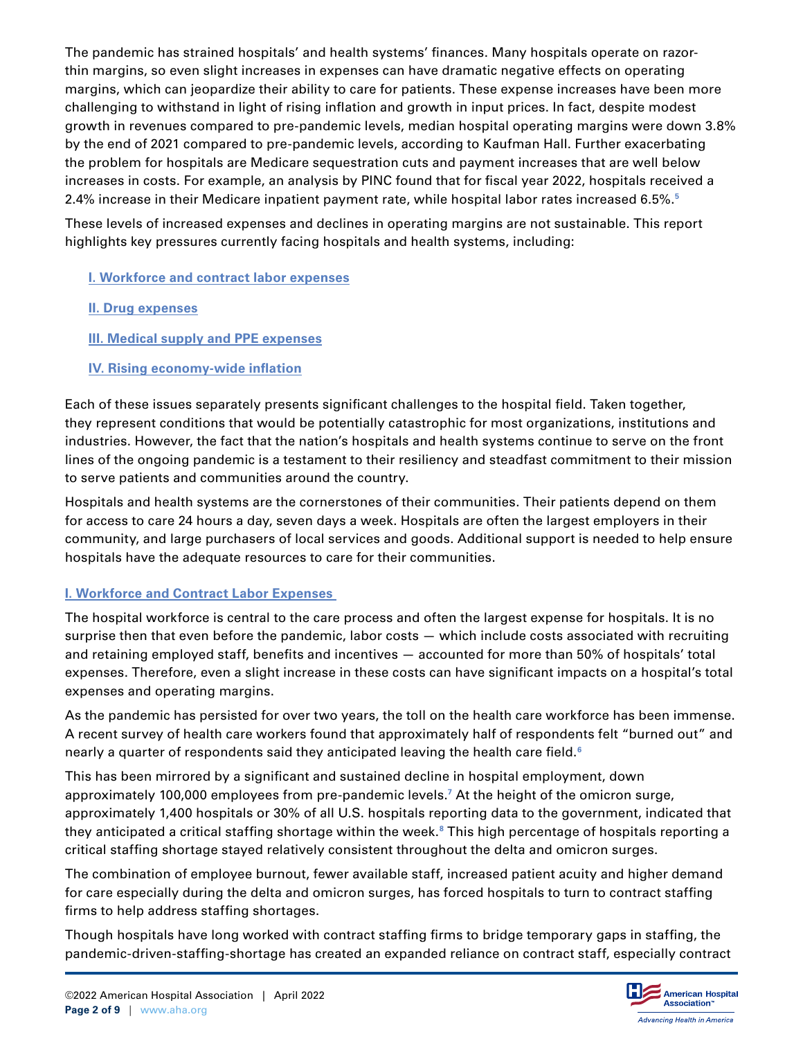The pandemic has strained hospitals' and health systems' finances. Many hospitals operate on razor-thin margins, so even slight increases in expenses can have dramatic negative effects on operating margins, which can jeopardize their ability to care for patients. These expense increases have been more challenging to withstand in light of rising inflation and growth in input prices. In fact, despite modest growth in revenues compared to pre-pandemic levels, median hospital operating margins were down 3.8% by the end of 2021 compared to pre-pandemic levels, according to Kaufman Hall. Further exacerbating the problem for hospitals are Medicare sequestration cuts and payment increases that are well below increases in costs. For example, an analysis by PINC found that for fiscal year 2022, hospitals received a 2.4% increase in their Medicare inpatient payment rate, while hospital labor rates increased 6.5%.[5]

These levels of increased expenses and declines in operating margins are not sustainable. This report highlights key pressures currently facing hospitals and health systems, including:

- I. Workforce and contract labor expenses
- II. Drug expenses
- III. Medical supply and PPE expenses
- IV. Rising economy-wide inflation

Each of these issues separately presents significant challenges to the hospital field. Taken together, they represent conditions that would be potentially catastrophic for most organizations, institutions and industries. However, the fact that the nation's hospitals and health systems continue to serve on the front lines of the ongoing pandemic is a testament to their resiliency and steadfast commitment to their mission to serve patients and communities around the country.

Hospitals and health systems are the cornerstones of their communities. Their patients depend on them for access to care 24 hours a day, seven days a week. Hospitals are often the largest employers in their community, and large purchasers of local services and goods. Additional support is needed to help ensure hospitals have the adequate resources to care for their communities.

## I. Workforce and Contract Labor Expenses

The hospital workforce is central to the care process and often the largest expense for hospitals. It is no surprise then that even before the pandemic, labor costs — which include costs associated with recruiting and retaining employed staff, benefits and incentives — accounted for more than 50% of hospitals' total expenses. Therefore, even a slight increase in these costs can have significant impacts on a hospital's total expenses and operating margins.

As the pandemic has persisted for over two years, the toll on the health care workforce has been immense. A recent survey of health care workers found that approximately half of respondents felt "burned out" and nearly a quarter of respondents said they anticipated leaving the health care field.[6]

This has been mirrored by a significant and sustained decline in hospital employment, down approximately 100,000 employees from pre-pandemic levels.[7] At the height of the omicron surge, approximately 1,400 hospitals or 30% of all U.S. hospitals reporting data to the government, indicated that they anticipated a critical staffing shortage within the week.[8] This high percentage of hospitals reporting a critical staffing shortage stayed relatively consistent throughout the delta and omicron surges.

The combination of employee burnout, fewer available staff, increased patient acuity and higher demand for care especially during the delta and omicron surges, has forced hospitals to turn to contract staffing firms to help address staffing shortages.

Though hospitals have long worked with contract staffing firms to bridge temporary gaps in staffing, the pandemic-driven-staffing-shortage has created an expanded reliance on contract staff, especially contract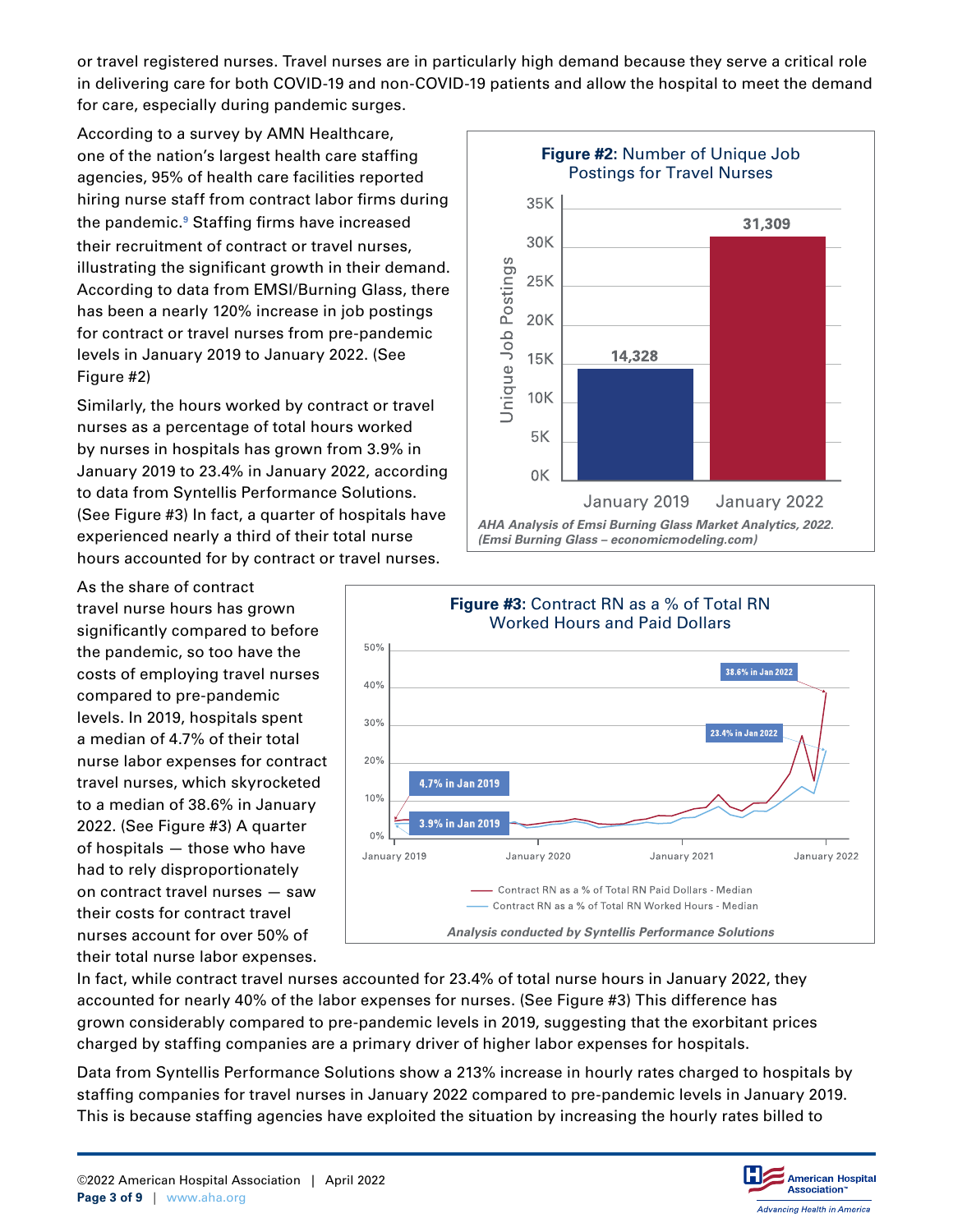or travel registered nurses. Travel nurses are in particularly high demand because they serve a critical role in delivering care for both COVID-19 and non-COVID-19 patients and allow the hospital to meet the demand for care, especially during pandemic surges.

According to a survey by AMN Healthcare, one of the nation's largest health care staffing agencies, 95% of health care facilities reported hiring nurse staff from contract labor firms during the pandemic.[9] Staffing firms have increased their recruitment of contract or travel nurses, illustrating the significant growth in their demand. According to data from EMSI/Burning Glass, there has been a nearly 120% increase in job postings for contract or travel nurses from pre-pandemic levels in January 2019 to January 2022. (See Figure #2)

**Figure #2:** Number of Unique Job Postings for Travel Nurses

| | Unique Job Postings |
|---|---|
| January 2019 | 14,328 |
| January 2022 | 31,309 |

*AHA Analysis of Emsi Burning Glass Market Analytics, 2022. (Emsi Burning Glass – economicmodeling.com)*

Similarly, the hours worked by contract or travel nurses as a percentage of total hours worked by nurses in hospitals has grown from 3.9% in January 2019 to 23.4% in January 2022, according to data from Syntellis Performance Solutions. (See Figure #3) In fact, a quarter of hospitals have experienced nearly a third of their total nurse hours accounted for by contract or travel nurses.

As the share of contract travel nurse hours has grown significantly compared to before the pandemic, so too have the costs of employing travel nurses compared to pre-pandemic levels. In 2019, hospitals spent a median of 4.7% of their total nurse labor expenses for contract travel nurses, which skyrocketed to a median of 38.6% in January 2022. (See Figure #3) A quarter of hospitals — those who have had to rely disproportionately on contract travel nurses — saw their costs for contract travel nurses account for over 50% of their total nurse labor expenses.

**Figure #3:** Contract RN as a % of Total RN Worked Hours and Paid Dollars

| | Jan 2019 | Jan 2022 |
|---|---|---|
| Contract RN as a % of Total RN Paid Dollars - Median | 4.7% | 38.6% |
| Contract RN as a % of Total RN Worked Hours - Median | 3.9% | 23.4% |

*Analysis conducted by Syntellis Performance Solutions*

In fact, while contract travel nurses accounted for 23.4% of total nurse hours in January 2022, they accounted for nearly 40% of the labor expenses for nurses. (See Figure #3) This difference has grown considerably compared to pre-pandemic levels in 2019, suggesting that the exorbitant prices charged by staffing companies are a primary driver of higher labor expenses for hospitals.

Data from Syntellis Performance Solutions show a 213% increase in hourly rates charged to hospitals by staffing companies for travel nurses in January 2022 compared to pre-pandemic levels in January 2019. This is because staffing agencies have exploited the situation by increasing the hourly rates billed to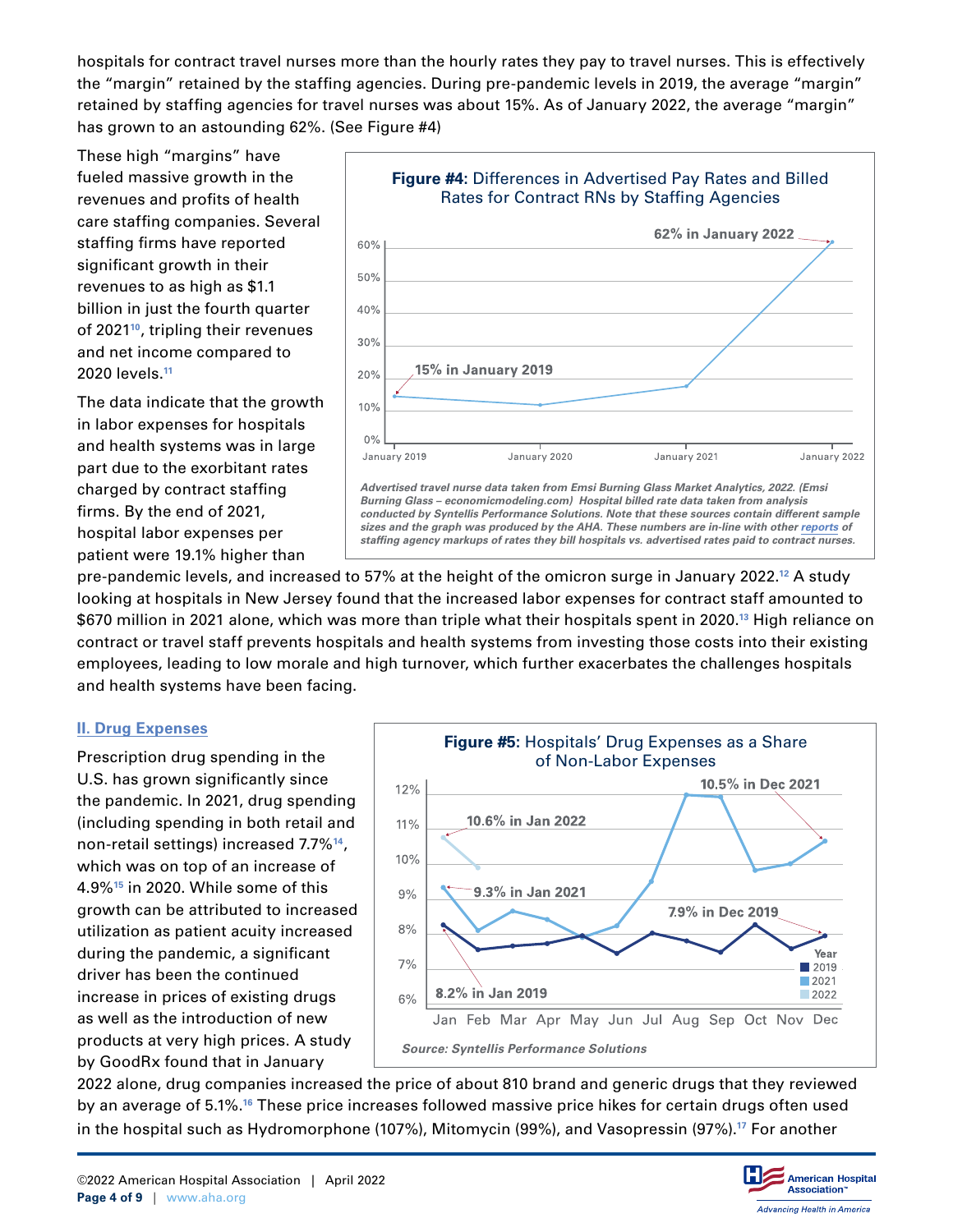hospitals for contract travel nurses more than the hourly rates they pay to travel nurses. This is effectively the "margin" retained by the staffing agencies. During pre-pandemic levels in 2019, the average "margin" retained by staffing agencies for travel nurses was about 15%. As of January 2022, the average "margin" has grown to an astounding 62%. (See Figure #4)

These high "margins" have fueled massive growth in the revenues and profits of health care staffing companies. Several staffing firms have reported significant growth in their revenues to as high as $1.1 billion in just the fourth quarter of 2021[10], tripling their revenues and net income compared to 2020 levels.[11]

**Figure #4**: Differences in Advertised Pay Rates and Billed Rates for Contract RNs by Staffing Agencies

*Advertised travel nurse data taken from Emsi Burning Glass Market Analytics, 2022. (Emsi Burning Glass – economicmodeling.com) Hospital billed rate data taken from analysis conducted by Syntellis Performance Solutions. Note that these sources contain different sample sizes and the graph was produced by the AHA. These numbers are in-line with other reports of staffing agency markups of rates they bill hospitals vs. advertised rates paid to contract nurses.*

The data indicate that the growth in labor expenses for hospitals and health systems was in large part due to the exorbitant rates charged by contract staffing firms. By the end of 2021, hospital labor expenses per patient were 19.1% higher than pre-pandemic levels, and increased to 57% at the height of the omicron surge in January 2022.[12] A study looking at hospitals in New Jersey found that the increased labor expenses for contract staff amounted to $670 million in 2021 alone, which was more than triple what their hospitals spent in 2020.[13] High reliance on contract or travel staff prevents hospitals and health systems from investing those costs into their existing employees, leading to low morale and high turnover, which further exacerbates the challenges hospitals and health systems have been facing.

## II. Drug Expenses

Prescription drug spending in the U.S. has grown significantly since the pandemic. In 2021, drug spending (including spending in both retail and non-retail settings) increased 7.7%[14], which was on top of an increase of 4.9%[15] in 2020. While some of this growth can be attributed to increased utilization as patient acuity increased during the pandemic, a significant driver has been the continued increase in prices of existing drugs as well as the introduction of new products at very high prices. A study by GoodRx found that in January 2022 alone, drug companies increased the price of about 810 brand and generic drugs that they reviewed by an average of 5.1%.[16] These price increases followed massive price hikes for certain drugs often used in the hospital such as Hydromorphone (107%), Mitomycin (99%), and Vasopressin (97%).[17] For another

**Figure #5**: Hospitals' Drug Expenses as a Share of Non-Labor Expenses

*Source: Syntellis Performance Solutions*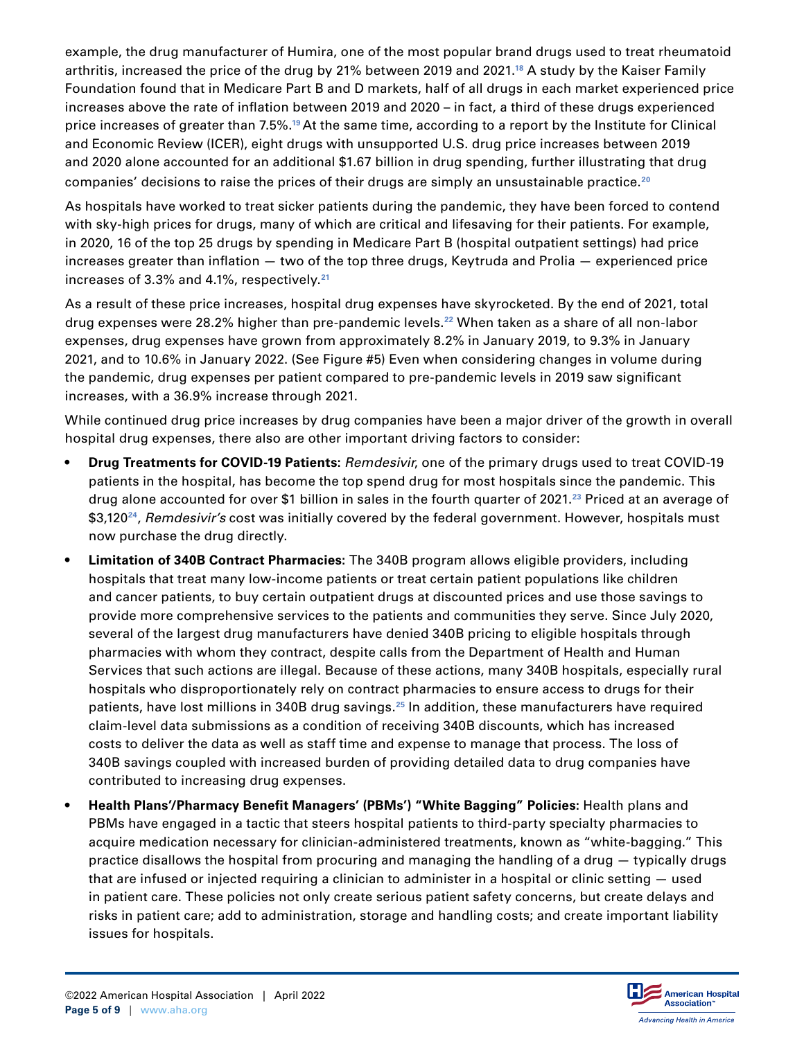example, the drug manufacturer of Humira, one of the most popular brand drugs used to treat rheumatoid arthritis, increased the price of the drug by 21% between 2019 and 2021.[18] A study by the Kaiser Family Foundation found that in Medicare Part B and D markets, half of all drugs in each market experienced price increases above the rate of inflation between 2019 and 2020 – in fact, a third of these drugs experienced price increases of greater than 7.5%.[19] At the same time, according to a report by the Institute for Clinical and Economic Review (ICER), eight drugs with unsupported U.S. drug price increases between 2019 and 2020 alone accounted for an additional $1.67 billion in drug spending, further illustrating that drug companies' decisions to raise the prices of their drugs are simply an unsustainable practice.[20]

As hospitals have worked to treat sicker patients during the pandemic, they have been forced to contend with sky-high prices for drugs, many of which are critical and lifesaving for their patients. For example, in 2020, 16 of the top 25 drugs by spending in Medicare Part B (hospital outpatient settings) had price increases greater than inflation — two of the top three drugs, Keytruda and Prolia — experienced price increases of 3.3% and 4.1%, respectively.[21]

As a result of these price increases, hospital drug expenses have skyrocketed. By the end of 2021, total drug expenses were 28.2% higher than pre-pandemic levels.[22] When taken as a share of all non-labor expenses, drug expenses have grown from approximately 8.2% in January 2019, to 9.3% in January 2021, and to 10.6% in January 2022. (See Figure #5) Even when considering changes in volume during the pandemic, drug expenses per patient compared to pre-pandemic levels in 2019 saw significant increases, with a 36.9% increase through 2021.

While continued drug price increases by drug companies have been a major driver of the growth in overall hospital drug expenses, there also are other important driving factors to consider:

- **Drug Treatments for COVID-19 Patients:** *Remdesivir*, one of the primary drugs used to treat COVID-19 patients in the hospital, has become the top spend drug for most hospitals since the pandemic. This drug alone accounted for over $1 billion in sales in the fourth quarter of 2021.[23] Priced at an average of $3,120[24], *Remdesivir's* cost was initially covered by the federal government. However, hospitals must now purchase the drug directly.
- **Limitation of 340B Contract Pharmacies:** The 340B program allows eligible providers, including hospitals that treat many low-income patients or treat certain patient populations like children and cancer patients, to buy certain outpatient drugs at discounted prices and use those savings to provide more comprehensive services to the patients and communities they serve. Since July 2020, several of the largest drug manufacturers have denied 340B pricing to eligible hospitals through pharmacies with whom they contract, despite calls from the Department of Health and Human Services that such actions are illegal. Because of these actions, many 340B hospitals, especially rural hospitals who disproportionately rely on contract pharmacies to ensure access to drugs for their patients, have lost millions in 340B drug savings.[25] In addition, these manufacturers have required claim-level data submissions as a condition of receiving 340B discounts, which has increased costs to deliver the data as well as staff time and expense to manage that process. The loss of 340B savings coupled with increased burden of providing detailed data to drug companies have contributed to increasing drug expenses.
- **Health Plans'/Pharmacy Benefit Managers' (PBMs') "White Bagging" Policies:** Health plans and PBMs have engaged in a tactic that steers hospital patients to third-party specialty pharmacies to acquire medication necessary for clinician-administered treatments, known as "white-bagging." This practice disallows the hospital from procuring and managing the handling of a drug — typically drugs that are infused or injected requiring a clinician to administer in a hospital or clinic setting — used in patient care. These policies not only create serious patient safety concerns, but create delays and risks in patient care; add to administration, storage and handling costs; and create important liability issues for hospitals.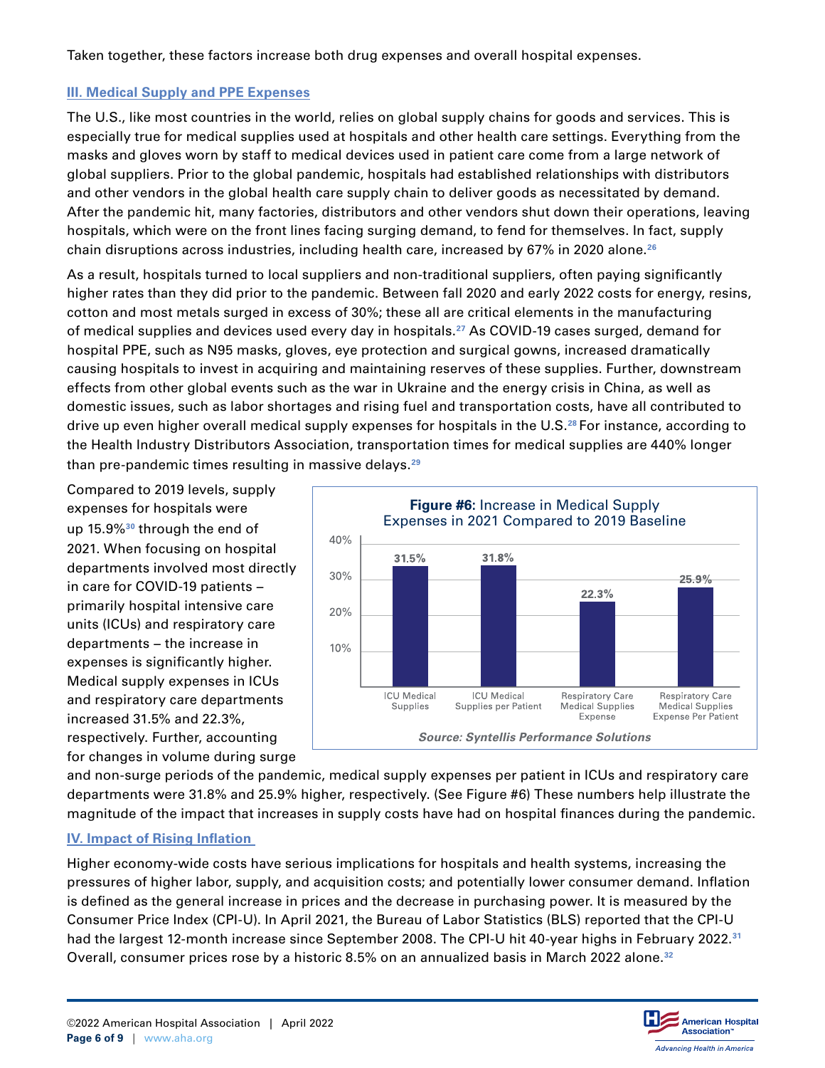Taken together, these factors increase both drug expenses and overall hospital expenses.

### III. Medical Supply and PPE Expenses

The U.S., like most countries in the world, relies on global supply chains for goods and services. This is especially true for medical supplies used at hospitals and other health care settings. Everything from the masks and gloves worn by staff to medical devices used in patient care come from a large network of global suppliers. Prior to the global pandemic, hospitals had established relationships with distributors and other vendors in the global health care supply chain to deliver goods as necessitated by demand. After the pandemic hit, many factories, distributors and other vendors shut down their operations, leaving hospitals, which were on the front lines facing surging demand, to fend for themselves. In fact, supply chain disruptions across industries, including health care, increased by 67% in 2020 alone.[26]

As a result, hospitals turned to local suppliers and non-traditional suppliers, often paying significantly higher rates than they did prior to the pandemic. Between fall 2020 and early 2022 costs for energy, resins, cotton and most metals surged in excess of 30%; these all are critical elements in the manufacturing of medical supplies and devices used every day in hospitals.[27] As COVID-19 cases surged, demand for hospital PPE, such as N95 masks, gloves, eye protection and surgical gowns, increased dramatically causing hospitals to invest in acquiring and maintaining reserves of these supplies. Further, downstream effects from other global events such as the war in Ukraine and the energy crisis in China, as well as domestic issues, such as labor shortages and rising fuel and transportation costs, have all contributed to drive up even higher overall medical supply expenses for hospitals in the U.S.[28] For instance, according to the Health Industry Distributors Association, transportation times for medical supplies are 440% longer than pre-pandemic times resulting in massive delays.[29]

Compared to 2019 levels, supply expenses for hospitals were up 15.9%[30] through the end of 2021. When focusing on hospital departments involved most directly in care for COVID-19 patients – primarily hospital intensive care units (ICUs) and respiratory care departments – the increase in expenses is significantly higher. Medical supply expenses in ICUs and respiratory care departments increased 31.5% and 22.3%, respectively. Further, accounting for changes in volume during surge and non-surge periods of the pandemic, medical supply expenses per patient in ICUs and respiratory care departments were 31.8% and 25.9% higher, respectively. (See Figure #6) These numbers help illustrate the magnitude of the impact that increases in supply costs have had on hospital finances during the pandemic.

**Figure #6:** Increase in Medical Supply Expenses in 2021 Compared to 2019 Baseline

| Category | Increase |
|---|---|
| ICU Medical Supplies | 31.5% |
| ICU Medical Supplies per Patient | 31.8% |
| Respiratory Care Medical Supplies Expense | 22.3% |
| Respiratory Care Medical Supplies Expense Per Patient | 25.9% |

***Source: Syntellis Performance Solutions***

### IV. Impact of Rising Inflation

Higher economy-wide costs have serious implications for hospitals and health systems, increasing the pressures of higher labor, supply, and acquisition costs; and potentially lower consumer demand. Inflation is defined as the general increase in prices and the decrease in purchasing power. It is measured by the Consumer Price Index (CPI-U). In April 2021, the Bureau of Labor Statistics (BLS) reported that the CPI-U had the largest 12-month increase since September 2008. The CPI-U hit 40-year highs in February 2022.[31] Overall, consumer prices rose by a historic 8.5% on an annualized basis in March 2022 alone.[32]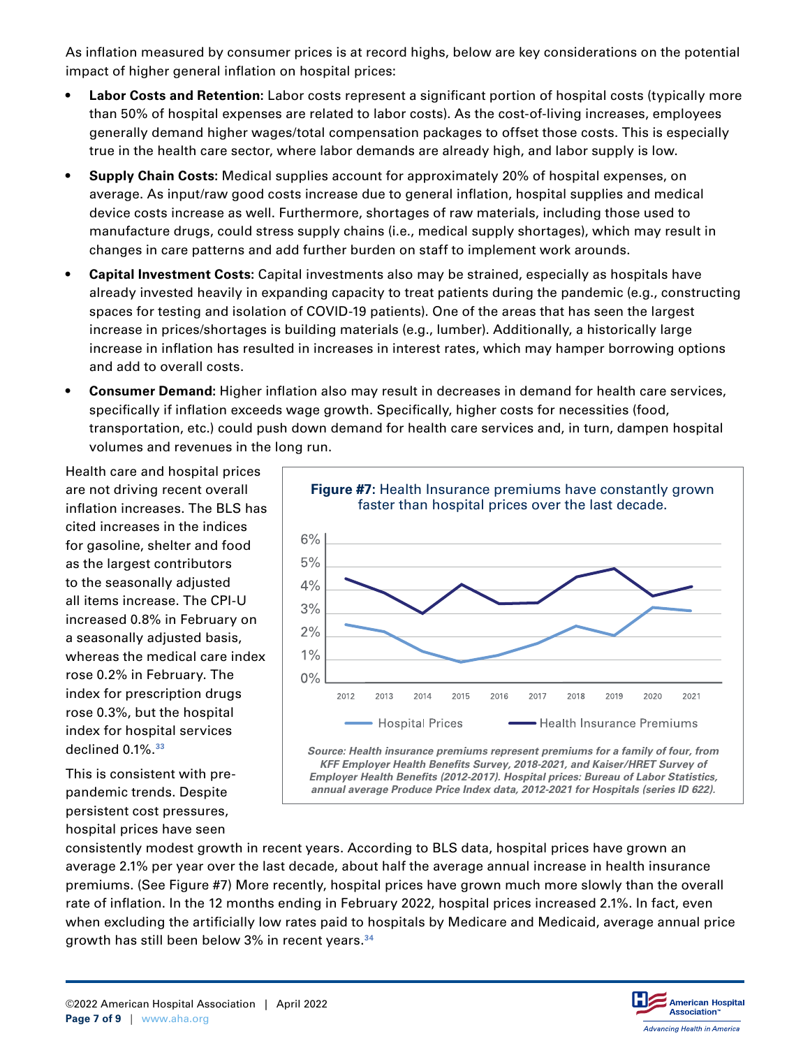As inflation measured by consumer prices is at record highs, below are key considerations on the potential impact of higher general inflation on hospital prices:

- **Labor Costs and Retention:** Labor costs represent a significant portion of hospital costs (typically more than 50% of hospital expenses are related to labor costs). As the cost-of-living increases, employees generally demand higher wages/total compensation packages to offset those costs. This is especially true in the health care sector, where labor demands are already high, and labor supply is low.
- **Supply Chain Costs:** Medical supplies account for approximately 20% of hospital expenses, on average. As input/raw good costs increase due to general inflation, hospital supplies and medical device costs increase as well. Furthermore, shortages of raw materials, including those used to manufacture drugs, could stress supply chains (i.e., medical supply shortages), which may result in changes in care patterns and add further burden on staff to implement work arounds.
- **Capital Investment Costs:** Capital investments also may be strained, especially as hospitals have already invested heavily in expanding capacity to treat patients during the pandemic (e.g., constructing spaces for testing and isolation of COVID-19 patients). One of the areas that has seen the largest increase in prices/shortages is building materials (e.g., lumber). Additionally, a historically large increase in inflation has resulted in increases in interest rates, which may hamper borrowing options and add to overall costs.
- **Consumer Demand:** Higher inflation also may result in decreases in demand for health care services, specifically if inflation exceeds wage growth. Specifically, higher costs for necessities (food, transportation, etc.) could push down demand for health care services and, in turn, dampen hospital volumes and revenues in the long run.

Health care and hospital prices are not driving recent overall inflation increases. The BLS has cited increases in the indices for gasoline, shelter and food as the largest contributors to the seasonally adjusted all items increase. The CPI-U increased 0.8% in February on a seasonally adjusted basis, whereas the medical care index rose 0.2% in February. The index for prescription drugs rose 0.3%, but the hospital index for hospital services declined 0.1%.[33]

**Figure #7:** Health Insurance premiums have constantly grown faster than hospital prices over the last decade.

*Source: Health insurance premiums represent premiums for a family of four, from KFF Employer Health Benefits Survey, 2018-2021, and Kaiser/HRET Survey of Employer Health Benefits (2012-2017). Hospital prices: Bureau of Labor Statistics, annual average Produce Price Index data, 2012-2021 for Hospitals (series ID 622).*

This is consistent with pre-pandemic trends. Despite persistent cost pressures, hospital prices have seen consistently modest growth in recent years. According to BLS data, hospital prices have grown an average 2.1% per year over the last decade, about half the average annual increase in health insurance premiums. (See Figure #7) More recently, hospital prices have grown much more slowly than the overall rate of inflation. In the 12 months ending in February 2022, hospital prices increased 2.1%. In fact, even when excluding the artificially low rates paid to hospitals by Medicare and Medicaid, average annual price growth has still been below 3% in recent years.[34]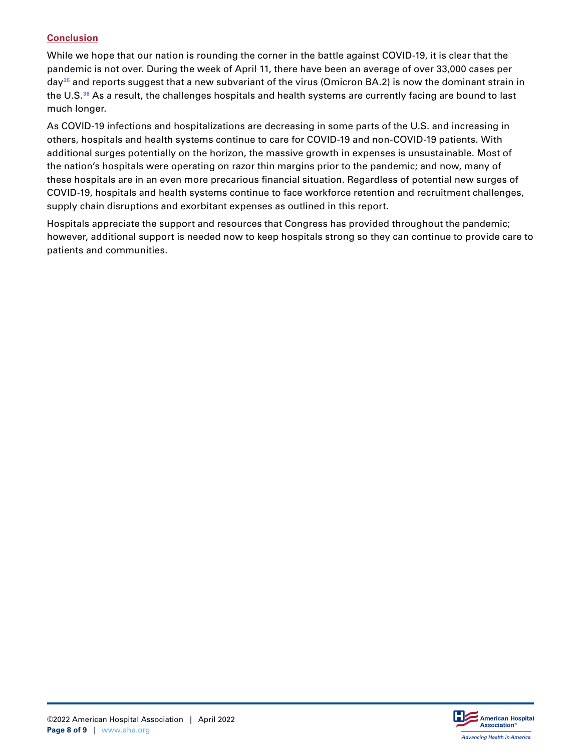## Conclusion

While we hope that our nation is rounding the corner in the battle against COVID-19, it is clear that the pandemic is not over. During the week of April 11, there have been an average of over 33,000 cases per day[35] and reports suggest that a new subvariant of the virus (Omicron BA.2) is now the dominant strain in the U.S.[36] As a result, the challenges hospitals and health systems are currently facing are bound to last much longer.

As COVID-19 infections and hospitalizations are decreasing in some parts of the U.S. and increasing in others, hospitals and health systems continue to care for COVID-19 and non-COVID-19 patients. With additional surges potentially on the horizon, the massive growth in expenses is unsustainable. Most of the nation's hospitals were operating on razor thin margins prior to the pandemic; and now, many of these hospitals are in an even more precarious financial situation. Regardless of potential new surges of COVID-19, hospitals and health systems continue to face workforce retention and recruitment challenges, supply chain disruptions and exorbitant expenses as outlined in this report.

Hospitals appreciate the support and resources that Congress has provided throughout the pandemic; however, additional support is needed now to keep hospitals strong so they can continue to provide care to patients and communities.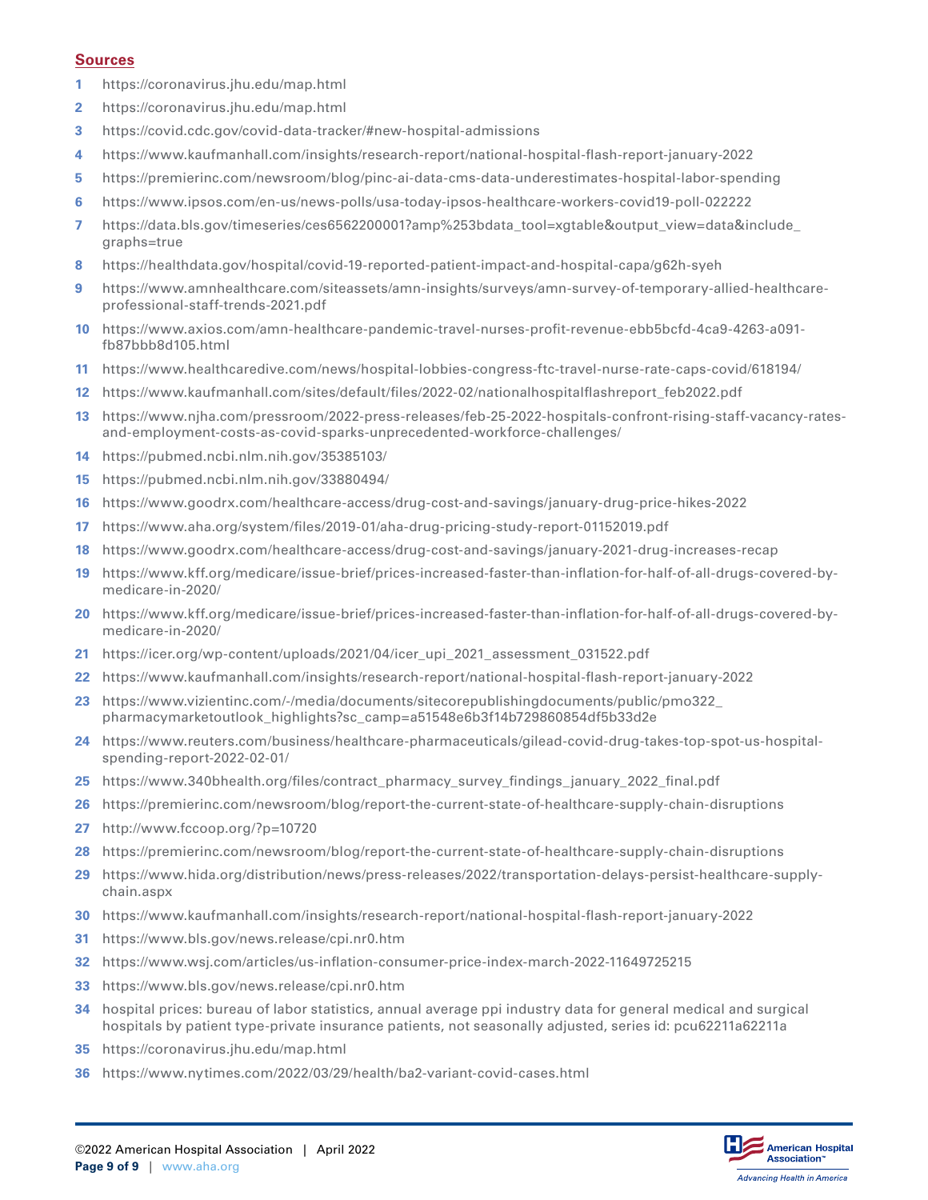## Sources

1. https://coronavirus.jhu.edu/map.html
2. https://coronavirus.jhu.edu/map.html
3. https://covid.cdc.gov/covid-data-tracker/#new-hospital-admissions
4. https://www.kaufmanhall.com/insights/research-report/national-hospital-flash-report-january-2022
5. https://premierinc.com/newsroom/blog/pinc-ai-data-cms-data-underestimates-hospital-labor-spending
6. https://www.ipsos.com/en-us/news-polls/usa-today-ipsos-healthcare-workers-covid19-poll-022222
7. https://data.bls.gov/timeseries/ces6562200001?amp%253bdata_tool=xgtable&output_view=data&include_graphs=true
8. https://healthdata.gov/hospital/covid-19-reported-patient-impact-and-hospital-capa/g62h-syeh
9. https://www.amnhealthcare.com/siteassets/amn-insights/surveys/amn-survey-of-temporary-allied-healthcare-professional-staff-trends-2021.pdf
10. https://www.axios.com/amn-healthcare-pandemic-travel-nurses-profit-revenue-ebb5bcfd-4ca9-4263-a091-fb87bbb8d105.html
11. https://www.healthcaredive.com/news/hospital-lobbies-congress-ftc-travel-nurse-rate-caps-covid/618194/
12. https://www.kaufmanhall.com/sites/default/files/2022-02/nationalhospitalflashreport_feb2022.pdf
13. https://www.njha.com/pressroom/2022-press-releases/feb-25-2022-hospitals-confront-rising-staff-vacancy-rates-and-employment-costs-as-covid-sparks-unprecedented-workforce-challenges/
14. https://pubmed.ncbi.nlm.nih.gov/35385103/
15. https://pubmed.ncbi.nlm.nih.gov/33880494/
16. https://www.goodrx.com/healthcare-access/drug-cost-and-savings/january-drug-price-hikes-2022
17. https://www.aha.org/system/files/2019-01/aha-drug-pricing-study-report-01152019.pdf
18. https://www.goodrx.com/healthcare-access/drug-cost-and-savings/january-2021-drug-increases-recap
19. https://www.kff.org/medicare/issue-brief/prices-increased-faster-than-inflation-for-half-of-all-drugs-covered-by-medicare-in-2020/
20. https://www.kff.org/medicare/issue-brief/prices-increased-faster-than-inflation-for-half-of-all-drugs-covered-by-medicare-in-2020/
21. https://icer.org/wp-content/uploads/2021/04/icer_upi_2021_assessment_031522.pdf
22. https://www.kaufmanhall.com/insights/research-report/national-hospital-flash-report-january-2022
23. https://www.vizientinc.com/-/media/documents/sitecorepublishingdocuments/public/pmo322_pharmacymarketoutlook_highlights?sc_camp=a51548e6b3f14b729860854df5b33d2e
24. https://www.reuters.com/business/healthcare-pharmaceuticals/gilead-covid-drug-takes-top-spot-us-hospital-spending-report-2022-02-01/
25. https://www.340bhealth.org/files/contract_pharmacy_survey_findings_january_2022_final.pdf
26. https://premierinc.com/newsroom/blog/report-the-current-state-of-healthcare-supply-chain-disruptions
27. http://www.fccoop.org/?p=10720
28. https://premierinc.com/newsroom/blog/report-the-current-state-of-healthcare-supply-chain-disruptions
29. https://www.hida.org/distribution/news/press-releases/2022/transportation-delays-persist-healthcare-supply-chain.aspx
30. https://www.kaufmanhall.com/insights/research-report/national-hospital-flash-report-january-2022
31. https://www.bls.gov/news.release/cpi.nr0.htm
32. https://www.wsj.com/articles/us-inflation-consumer-price-index-march-2022-11649725215
33. https://www.bls.gov/news.release/cpi.nr0.htm
34. hospital prices: bureau of labor statistics, annual average ppi industry data for general medical and surgical hospitals by patient type-private insurance patients, not seasonally adjusted, series id: pcu62211a62211a
35. https://coronavirus.jhu.edu/map.html
36. https://www.nytimes.com/2022/03/29/health/ba2-variant-covid-cases.html

©2022 American Hospital Association | April 2022

www.aha.org